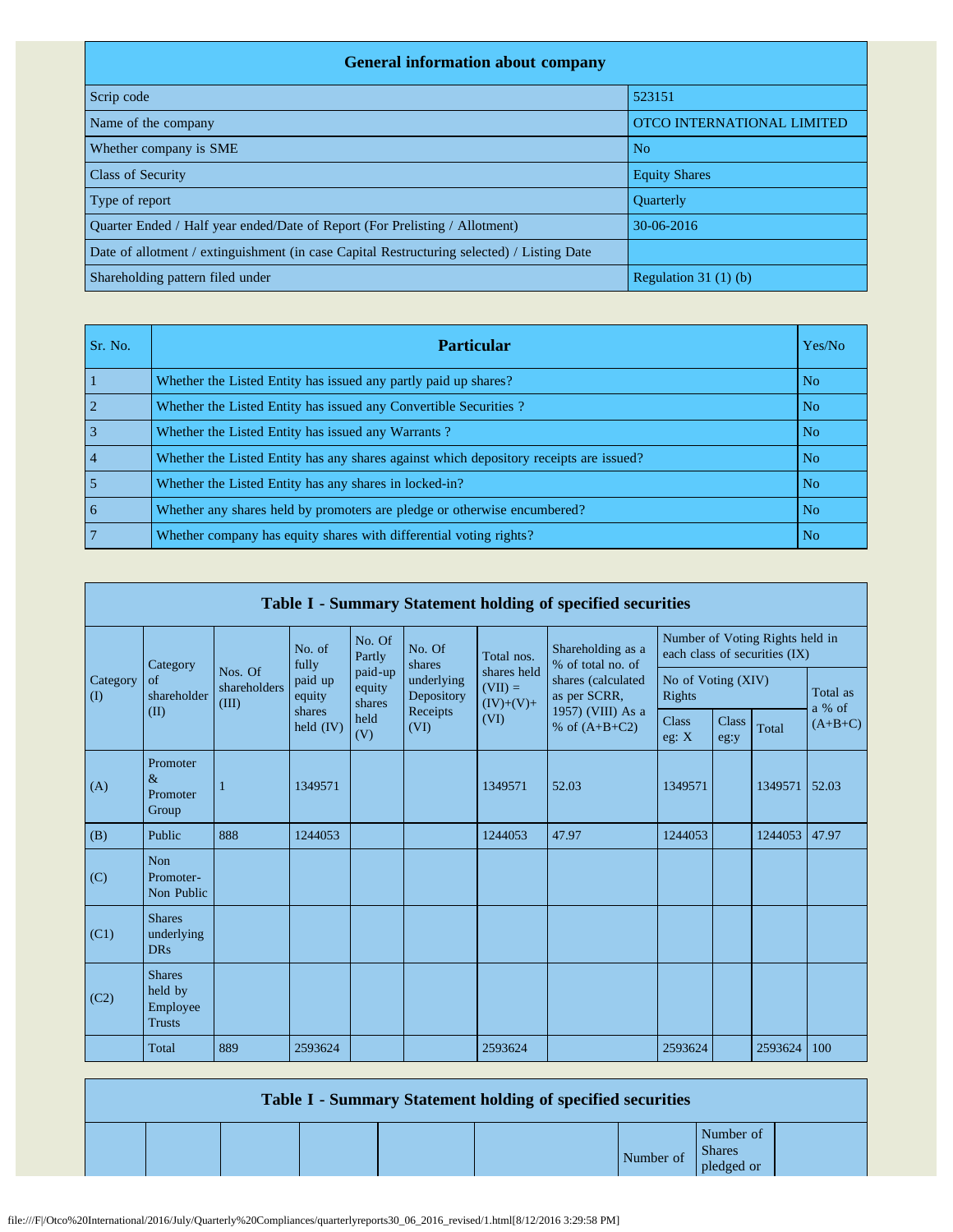| General information about company | |
|---|---|
| Scrip code | 523151 |
| Name of the company | OTCO INTERNATIONAL LIMITED |
| Whether company is SME | No |
| Class of Security | Equity Shares |
| Type of report | Quarterly |
| Quarter Ended / Half year ended/Date of Report (For Prelisting / Allotment) | 30-06-2016 |
| Date of allotment / extinguishment (in case Capital Restructuring selected) / Listing Date | |
| Shareholding pattern filed under | Regulation 31 (1) (b) |

| Sr. No. | Particular | Yes/No |
|---|---|---|
| 1 | Whether the Listed Entity has issued any partly paid up shares? | No |
| 2 | Whether the Listed Entity has issued any Convertible Securities ? | No |
| 3 | Whether the Listed Entity has issued any Warrants ? | No |
| 4 | Whether the Listed Entity has any shares against which depository receipts are issued? | No |
| 5 | Whether the Listed Entity has any shares in locked-in? | No |
| 6 | Whether any shares held by promoters are pledge or otherwise encumbered? | No |
| 7 | Whether company has equity shares with differential voting rights? | No |

**Table I - Summary Statement holding of specified securities**

| Category (I) | Category of shareholder (II) | Nos. Of shareholders (III) | No. of fully paid up equity shares held (IV) | No. Of Partly paid-up equity shares held (V) | No. Of shares underlying Depository Receipts (VI) | Total nos. shares held (VII) = (IV)+(V)+ (VI) | Shareholding as a % of total no. of shares (calculated as per SCRR, 1957) (VIII) As a % of (A+B+C2) | Number of Voting Rights held in each class of securities (IX) | | | |
|---|---|---|---|---|---|---|---|---|---|---|---|
| | | | | | | | | No of Voting (XIV) Rights | | | Total as a % of (A+B+C) |
| | | | | | | | | Class eg: X | Class eg:y | Total | |
| (A) | Promoter & Promoter Group | 1 | 1349571 | | | 1349571 | 52.03 | 1349571 | | 1349571 | 52.03 |
| (B) | Public | 888 | 1244053 | | | 1244053 | 47.97 | 1244053 | | 1244053 | 47.97 |
| (C) | Non Promoter- Non Public | | | | | | | | | | |
| (C1) | Shares underlying DRs | | | | | | | | | | |
| (C2) | Shares held by Employee Trusts | | | | | | | | | | |
| | Total | 889 | 2593624 | | | 2593624 | | 2593624 | | 2593624 | 100 |

**Table I - Summary Statement holding of specified securities**

| | | | | | | Number of | Number of Shares pledged or | |
|---|---|---|---|---|---|---|---|---|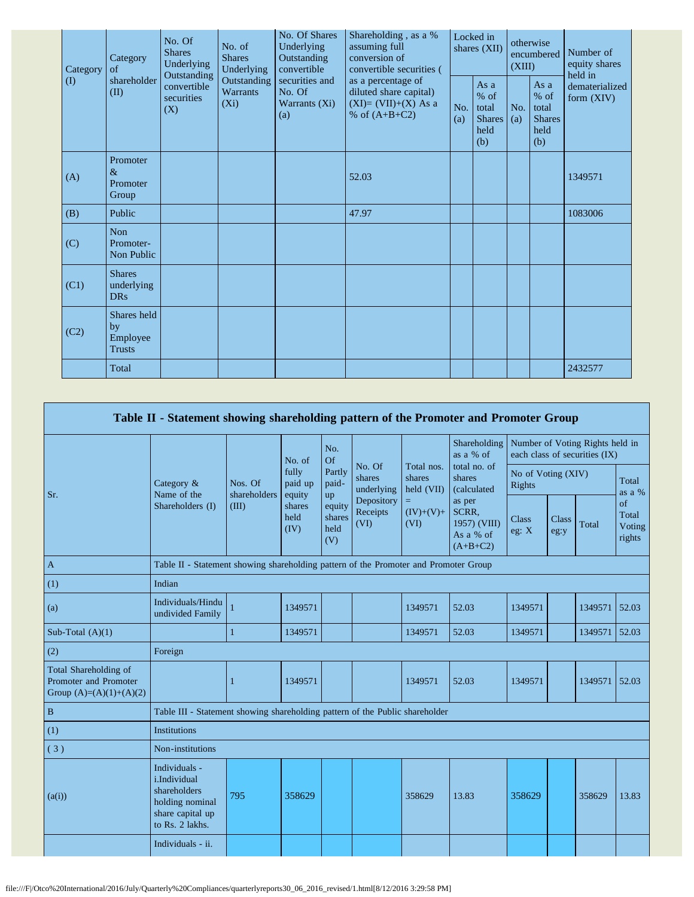| Category (I) | Category of shareholder (II) | No. Of Shares Underlying Outstanding convertible securities (X) | No. of Shares Underlying Outstanding Warrants (Xi) | No. Of Shares Underlying Outstanding convertible securities and No. Of Warrants (Xi) (a) | Shareholding , as a % assuming full conversion of convertible securities ( as a percentage of diluted share capital) (XI)= (VII)+(X) As a % of (A+B+C2) | Locked in shares (XII) | | otherwise encumbered (XIII) | | Number of equity shares held in dematerialized form (XIV) |
|---|---|---|---|---|---|---|---|---|---|---|
| | | | | | | No. (a) | As a % of total Shares held (b) | No. (a) | As a % of total Shares held (b) | |
| (A) | Promoter & Promoter Group | | | | 52.03 | | | | | 1349571 |
| (B) | Public | | | | 47.97 | | | | | 1083006 |
| (C) | Non Promoter- Non Public | | | | | | | | | |
| (C1) | Shares underlying DRs | | | | | | | | | |
| (C2) | Shares held by Employee Trusts | | | | | | | | | |
| | Total | | | | | | | | | 2432577 |

## Table II - Statement showing shareholding pattern of the Promoter and Promoter Group

| Sr. | Category & Name of the Shareholders (I) | Nos. Of shareholders (III) | No. of fully paid up equity shares held (IV) | No. Of Partly paid-up equity shares held (V) | No. Of shares underlying Depository Receipts (VI) | Total nos. shares held (VII) = (IV)+(V)+ (VI) | Shareholding as a % of total no. of shares (calculated as per SCRR, 1957) (VIII) As a % of (A+B+C2) | Number of Voting Rights held in each class of securities (IX) | | | |
|---|---|---|---|---|---|---|---|---|---|---|---|
| | | | | | | | | No of Voting (XIV) Rights | | | Total as a % of Total Voting rights |
| | | | | | | | | Class eg: X | Class eg:y | Total | |
| A | Table II - Statement showing shareholding pattern of the Promoter and Promoter Group | | | | | | | | | | |
| (1) | Indian | | | | | | | | | | |
| (a) | Individuals/Hindu undivided Family | 1 | 1349571 | | | 1349571 | 52.03 | 1349571 | | 1349571 | 52.03 |
| Sub-Total (A)(1) | | 1 | 1349571 | | | 1349571 | 52.03 | 1349571 | | 1349571 | 52.03 |
| (2) | Foreign | | | | | | | | | | |
| Total Shareholding of Promoter and Promoter Group (A)=(A)(1)+(A)(2) | | 1 | 1349571 | | | 1349571 | 52.03 | 1349571 | | 1349571 | 52.03 |
| B | Table III - Statement showing shareholding pattern of the Public shareholder | | | | | | | | | | |
| (1) | Institutions | | | | | | | | | | |
| ( 3 ) | Non-institutions | | | | | | | | | | |
| (a(i)) | Individuals - i.Individual shareholders holding nominal share capital up to Rs. 2 lakhs. | 795 | 358629 | | | 358629 | 13.83 | 358629 | | 358629 | 13.83 |
| | Individuals - ii. | | | | | | | | | | |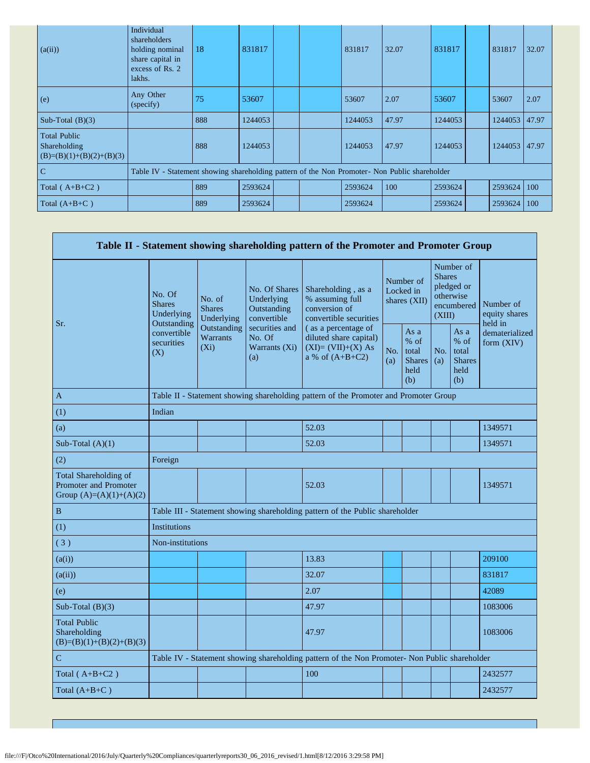| (a(ii)) | Individual shareholders holding nominal share capital in excess of Rs. 2 lakhs. | 18 | 831817 | | | 831817 | 32.07 | 831817 | | 831817 | 32.07 |
|---|---|---|---|---|---|---|---|---|---|---|---|
| (e) | Any Other (specify) | 75 | 53607 | | | 53607 | 2.07 | 53607 | | 53607 | 2.07 |
| Sub-Total (B)(3) | | 888 | 1244053 | | | 1244053 | 47.97 | 1244053 | | 1244053 | 47.97 |
| Total Public Shareholding (B)=(B)(1)+(B)(2)+(B)(3) | | 888 | 1244053 | | | 1244053 | 47.97 | 1244053 | | 1244053 | 47.97 |
| C | Table IV - Statement showing shareholding pattern of the Non Promoter- Non Public shareholder | | | | | | | | | | |
| Total ( A+B+C2 ) | | 889 | 2593624 | | | 2593624 | 100 | 2593624 | | 2593624 | 100 |
| Total (A+B+C ) | | 889 | 2593624 | | | 2593624 | | 2593624 | | 2593624 | 100 |

| Table II - Statement showing shareholding pattern of the Promoter and Promoter Group | | | | | | | | | |
|---|---|---|---|---|---|---|---|---|---|
| Sr. | No. Of Shares Underlying Outstanding convertible securities (X) | No. of Shares Underlying Outstanding Warrants (Xi) | No. Of Shares Underlying Outstanding convertible securities and No. Of Warrants (Xi) (a) | Shareholding , as a % assuming full conversion of convertible securities ( as a percentage of diluted share capital) (XI)= (VII)+(X) As a % of (A+B+C2) | Number of Locked in shares (XII) | | Number of Shares pledged or otherwise encumbered (XIII) | | Number of equity shares held in dematerialized form (XIV) |
| | | | | | No. (a) | As a % of total Shares held (b) | No. (a) | As a % of total Shares held (b) | |
| A | Table II - Statement showing shareholding pattern of the Promoter and Promoter Group | | | | | | | | |
| (1) | Indian | | | | | | | | |
| (a) | | | | 52.03 | | | | | 1349571 |
| Sub-Total (A)(1) | | | | 52.03 | | | | | 1349571 |
| (2) | Foreign | | | | | | | | |
| Total Shareholding of Promoter and Promoter Group (A)=(A)(1)+(A)(2) | | | | 52.03 | | | | | 1349571 |
| B | Table III - Statement showing shareholding pattern of the Public shareholder | | | | | | | | |
| (1) | Institutions | | | | | | | | |
| ( 3 ) | Non-institutions | | | | | | | | |
| (a(i)) | | | | 13.83 | | | | | 209100 |
| (a(ii)) | | | | 32.07 | | | | | 831817 |
| (e) | | | | 2.07 | | | | | 42089 |
| Sub-Total (B)(3) | | | | 47.97 | | | | | 1083006 |
| Total Public Shareholding (B)=(B)(1)+(B)(2)+(B)(3) | | | | 47.97 | | | | | 1083006 |
| C | Table IV - Statement showing shareholding pattern of the Non Promoter- Non Public shareholder | | | | | | | | |
| Total ( A+B+C2 ) | | | | 100 | | | | | 2432577 |
| Total (A+B+C ) | | | | | | | | | 2432577 |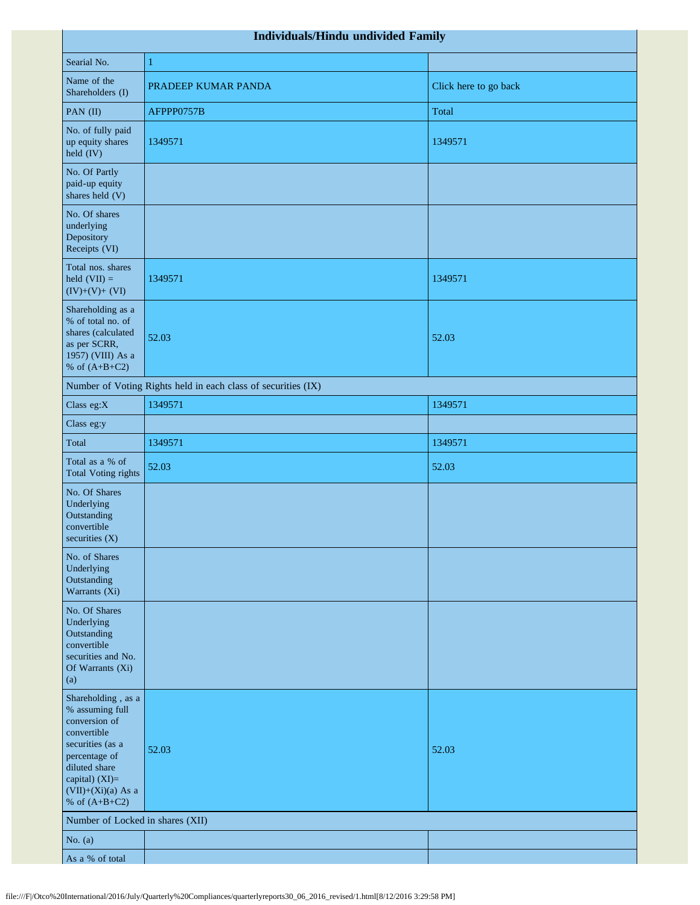| Individuals/Hindu undivided Family | | |
|---|---|---|
| Searial No. | 1 | |
| Name of the Shareholders (I) | PRADEEP KUMAR PANDA | Click here to go back |
| PAN (II) | AFPPP0757B | Total |
| No. of fully paid up equity shares held (IV) | 1349571 | 1349571 |
| No. Of Partly paid-up equity shares held (V) | | |
| No. Of shares underlying Depository Receipts (VI) | | |
| Total nos. shares held (VII) = (IV)+(V)+ (VI) | 1349571 | 1349571 |
| Shareholding as a % of total no. of shares (calculated as per SCRR, 1957) (VIII) As a % of (A+B+C2) | 52.03 | 52.03 |
| Number of Voting Rights held in each class of securities (IX) | | |
| Class eg:X | 1349571 | 1349571 |
| Class eg:y | | |
| Total | 1349571 | 1349571 |
| Total as a % of Total Voting rights | 52.03 | 52.03 |
| No. Of Shares Underlying Outstanding convertible securities (X) | | |
| No. of Shares Underlying Outstanding Warrants (Xi) | | |
| No. Of Shares Underlying Outstanding convertible securities and No. Of Warrants (Xi) (a) | | |
| Shareholding , as a % assuming full conversion of convertible securities (as a percentage of diluted share capital) (XI)= (VII)+(Xi)(a) As a % of (A+B+C2) | 52.03 | 52.03 |
| Number of Locked in shares (XII) | | |
| No. (a) | | |
| As a % of total | | |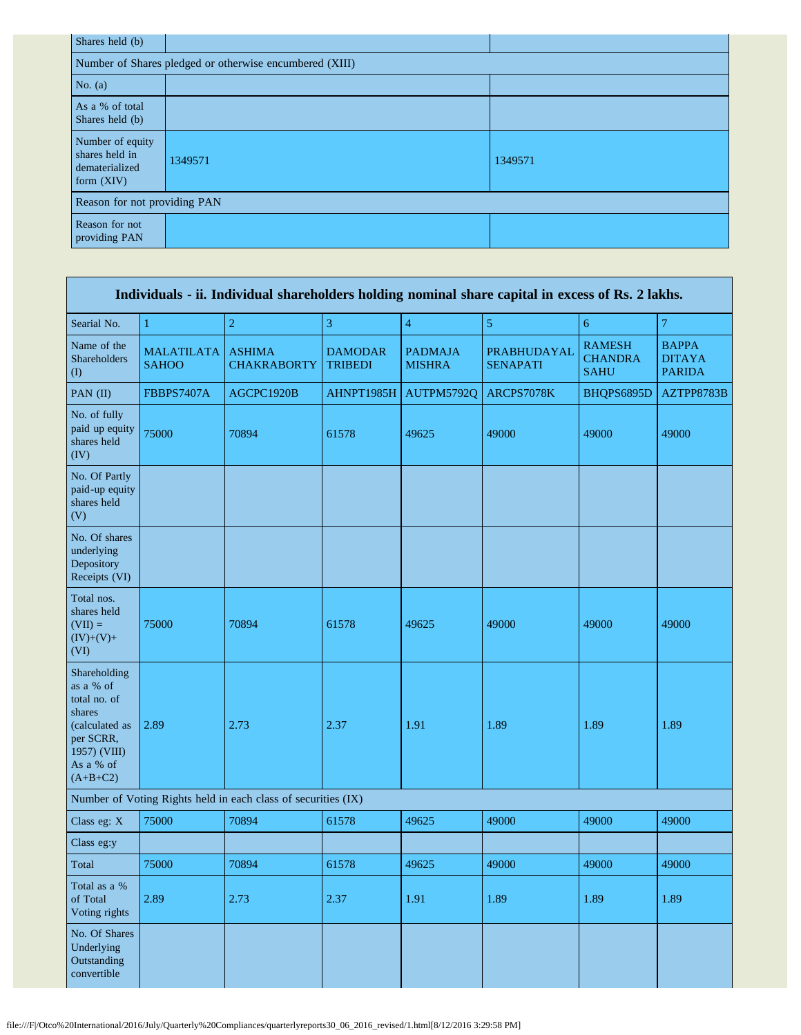| Shares held (b) | | |
|---|---|---|
| Number of Shares pledged or otherwise encumbered (XIII) | | |
| No. (a) | | |
| As a % of total Shares held (b) | | |
| Number of equity shares held in dematerialized form (XIV) | 1349571 | 1349571 |
| Reason for not providing PAN | | |
| Reason for not providing PAN | | |

| Individuals - ii. Individual shareholders holding nominal share capital in excess of Rs. 2 lakhs. | | | | | | | |
|---|---|---|---|---|---|---|---|
| Searial No. | 1 | 2 | 3 | 4 | 5 | 6 | 7 |
| Name of the Shareholders (I) | MALATILATA SAHOO | ASHIMA CHAKRABORTY | DAMODAR TRIBEDI | PADMAJA MISHRA | PRABHUDAYAL SENAPATI | RAMESH CHANDRA SAHU | BAPPA DITAYA PARIDA |
| PAN (II) | FBBPS7407A | AGCPC1920B | AHNPT1985H | AUTPM5792Q | ARCPS7078K | BHQPS6895D | AZTPP8783B |
| No. of fully paid up equity shares held (IV) | 75000 | 70894 | 61578 | 49625 | 49000 | 49000 | 49000 |
| No. Of Partly paid-up equity shares held (V) | | | | | | | |
| No. Of shares underlying Depository Receipts (VI) | | | | | | | |
| Total nos. shares held (VII) = (IV)+(V)+ (VI) | 75000 | 70894 | 61578 | 49625 | 49000 | 49000 | 49000 |
| Shareholding as a % of total no. of shares (calculated as per SCRR, 1957) (VIII) As a % of (A+B+C2) | 2.89 | 2.73 | 2.37 | 1.91 | 1.89 | 1.89 | 1.89 |
| Number of Voting Rights held in each class of securities (IX) | | | | | | | |
| Class eg: X | 75000 | 70894 | 61578 | 49625 | 49000 | 49000 | 49000 |
| Class eg:y | | | | | | | |
| Total | 75000 | 70894 | 61578 | 49625 | 49000 | 49000 | 49000 |
| Total as a % of Total Voting rights | 2.89 | 2.73 | 2.37 | 1.91 | 1.89 | 1.89 | 1.89 |
| No. Of Shares Underlying Outstanding convertible | | | | | | | |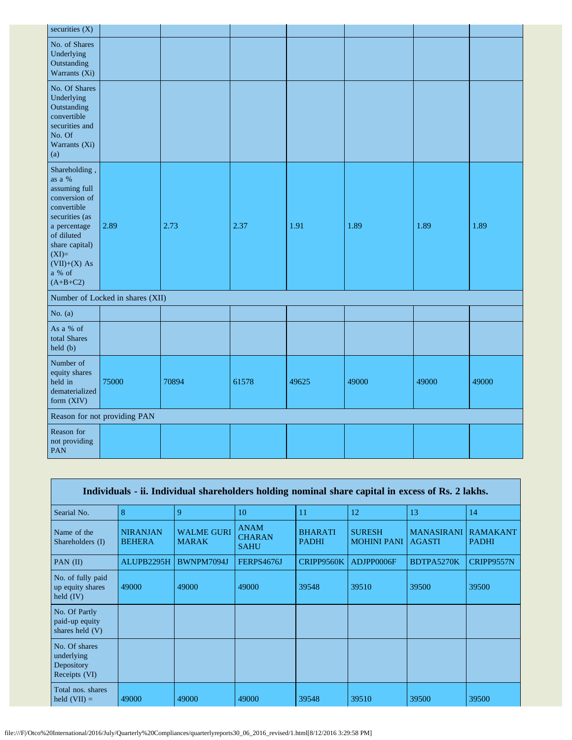| securities (X) | | | | | | | |
|---|---|---|---|---|---|---|---|
| No. of Shares Underlying Outstanding Warrants (Xi) | | | | | | | |
| No. Of Shares Underlying Outstanding convertible securities and No. Of Warrants (Xi) (a) | | | | | | | |
| Shareholding , as a % assuming full conversion of convertible securities (as a percentage of diluted share capital) (XI)= (VII)+(X) As a % of (A+B+C2) | 2.89 | 2.73 | 2.37 | 1.91 | 1.89 | 1.89 | 1.89 |
| Number of Locked in shares (XII) | | | | | | | |
| No. (a) | | | | | | | |
| As a % of total Shares held (b) | | | | | | | |
| Number of equity shares held in dematerialized form (XIV) | 75000 | 70894 | 61578 | 49625 | 49000 | 49000 | 49000 |
| Reason for not providing PAN | | | | | | | |
| Reason for not providing PAN | | | | | | | |

| Individuals - ii. Individual shareholders holding nominal share capital in excess of Rs. 2 lakhs. | | | | | | | |
|---|---|---|---|---|---|---|---|
| Searial No. | 8 | 9 | 10 | 11 | 12 | 13 | 14 |
| Name of the Shareholders (I) | NIRANJAN BEHERA | WALME GURI MARAK | ANAM CHARAN SAHU | BHARATI PADHI | SURESH MOHINI PANI | MANASIRANI AGASTI | RAMAKANT PADHI |
| PAN (II) | ALUPB2295H | BWNPM7094J | FERPS4676J | CRIPP9560K | ADJPP0006F | BDTPA5270K | CRIPP9557N |
| No. of fully paid up equity shares held (IV) | 49000 | 49000 | 49000 | 39548 | 39510 | 39500 | 39500 |
| No. Of Partly paid-up equity shares held (V) | | | | | | | |
| No. Of shares underlying Depository Receipts (VI) | | | | | | | |
| Total nos. shares held (VII) = | 49000 | 49000 | 49000 | 39548 | 39510 | 39500 | 39500 |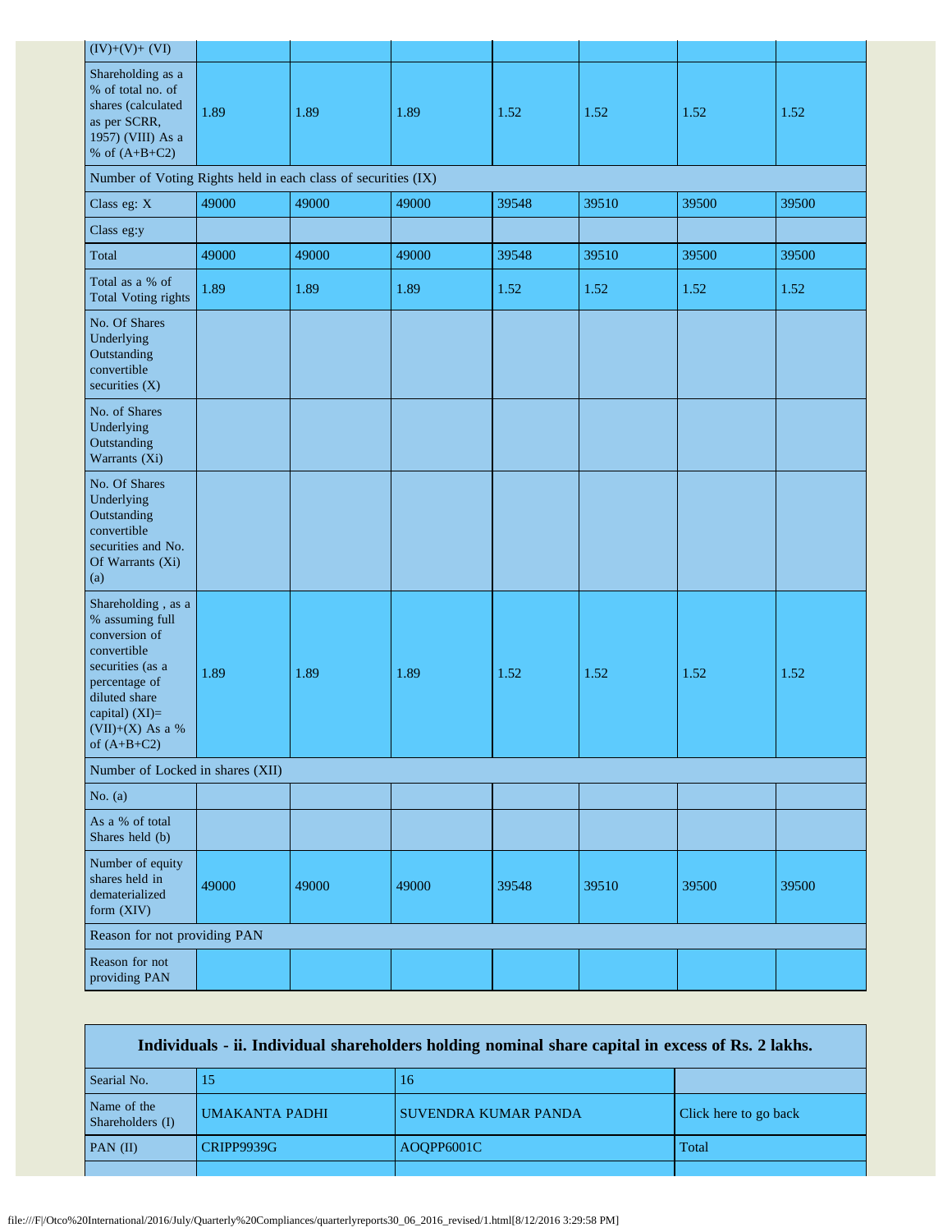| (IV)+(V)+ (VI) | | | | | | | |
|---|---|---|---|---|---|---|---|
| Shareholding as a % of total no. of shares (calculated as per SCRR, 1957) (VIII) As a % of (A+B+C2) | 1.89 | 1.89 | 1.89 | 1.52 | 1.52 | 1.52 | 1.52 |
| Number of Voting Rights held in each class of securities (IX) | | | | | | | |
| Class eg: X | 49000 | 49000 | 49000 | 39548 | 39510 | 39500 | 39500 |
| Class eg:y | | | | | | | |
| Total | 49000 | 49000 | 49000 | 39548 | 39510 | 39500 | 39500 |
| Total as a % of Total Voting rights | 1.89 | 1.89 | 1.89 | 1.52 | 1.52 | 1.52 | 1.52 |
| No. Of Shares Underlying Outstanding convertible securities (X) | | | | | | | |
| No. of Shares Underlying Outstanding Warrants (Xi) | | | | | | | |
| No. Of Shares Underlying Outstanding convertible securities and No. Of Warrants (Xi) (a) | | | | | | | |
| Shareholding , as a % assuming full conversion of convertible securities (as a percentage of diluted share capital) (XI)= (VII)+(X) As a % of (A+B+C2) | 1.89 | 1.89 | 1.89 | 1.52 | 1.52 | 1.52 | 1.52 |
| Number of Locked in shares (XII) | | | | | | | |
| No. (a) | | | | | | | |
| As a % of total Shares held (b) | | | | | | | |
| Number of equity shares held in dematerialized form (XIV) | 49000 | 49000 | 49000 | 39548 | 39510 | 39500 | 39500 |
| Reason for not providing PAN | | | | | | | |
| Reason for not providing PAN | | | | | | | |

| Individuals - ii. Individual shareholders holding nominal share capital in excess of Rs. 2 lakhs. | | | |
|---|---|---|---|
| Searial No. | 15 | 16 | |
| Name of the Shareholders (I) | UMAKANTA PADHI | SUVENDRA KUMAR PANDA | Click here to go back |
| PAN (II) | CRIPP9939G | AOQPP6001C | Total |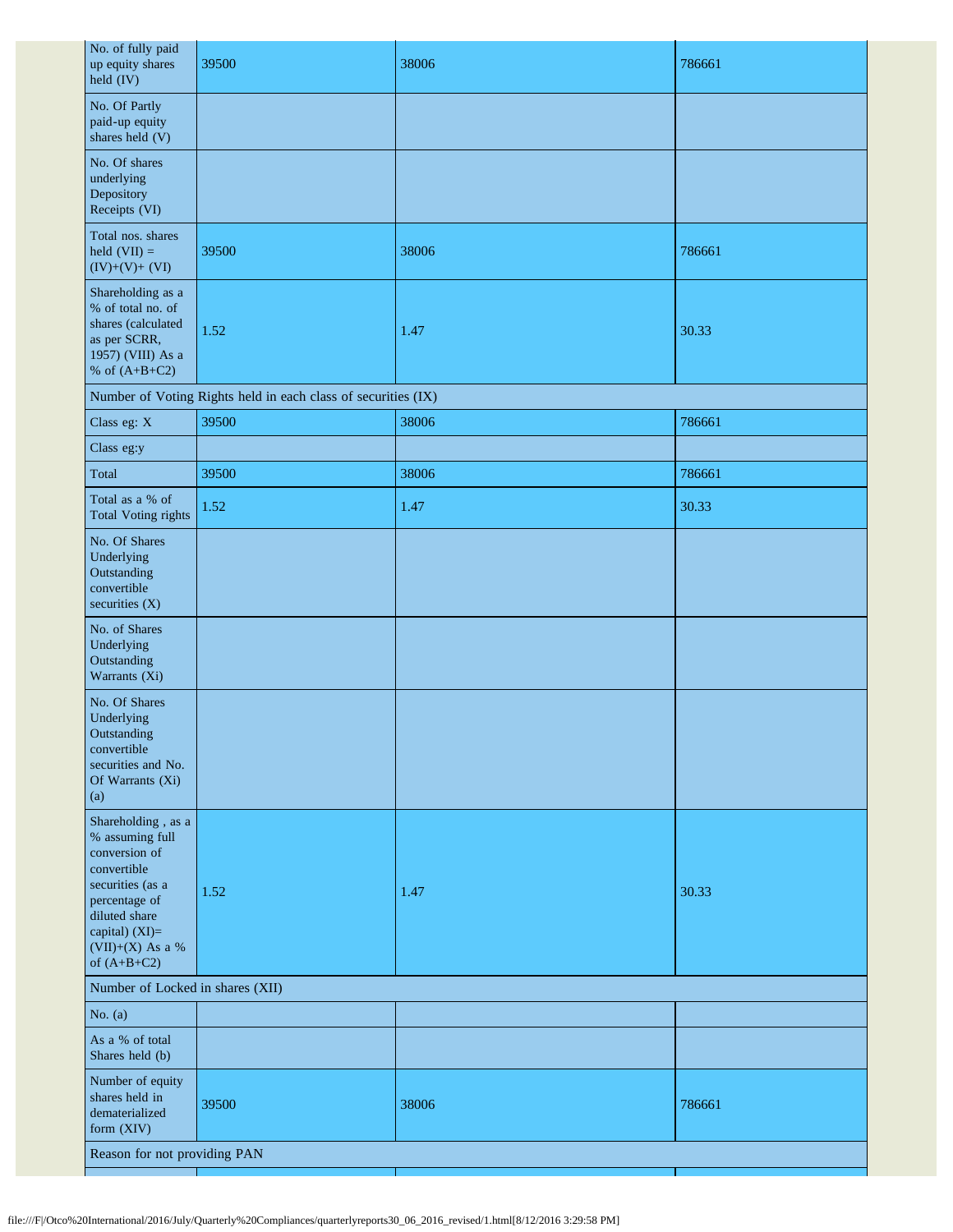| No. of fully paid up equity shares held (IV) | 39500 | 38006 | 786661 |
|---|---|---|---|
| No. Of Partly paid-up equity shares held (V) | | | |
| No. Of shares underlying Depository Receipts (VI) | | | |
| Total nos. shares held (VII) = (IV)+(V)+ (VI) | 39500 | 38006 | 786661 |
| Shareholding as a % of total no. of shares (calculated as per SCRR, 1957) (VIII) As a % of (A+B+C2) | 1.52 | 1.47 | 30.33 |
| Number of Voting Rights held in each class of securities (IX) | | | |
| Class eg: X | 39500 | 38006 | 786661 |
| Class eg:y | | | |
| Total | 39500 | 38006 | 786661 |
| Total as a % of Total Voting rights | 1.52 | 1.47 | 30.33 |
| No. Of Shares Underlying Outstanding convertible securities (X) | | | |
| No. of Shares Underlying Outstanding Warrants (Xi) | | | |
| No. Of Shares Underlying Outstanding convertible securities and No. Of Warrants (Xi) (a) | | | |
| Shareholding , as a % assuming full conversion of convertible securities (as a percentage of diluted share capital) (XI)= (VII)+(X) As a % of (A+B+C2) | 1.52 | 1.47 | 30.33 |
| Number of Locked in shares (XII) | | | |
| No. (a) | | | |
| As a % of total Shares held (b) | | | |
| Number of equity shares held in dematerialized form (XIV) | 39500 | 38006 | 786661 |
| Reason for not providing PAN | | | |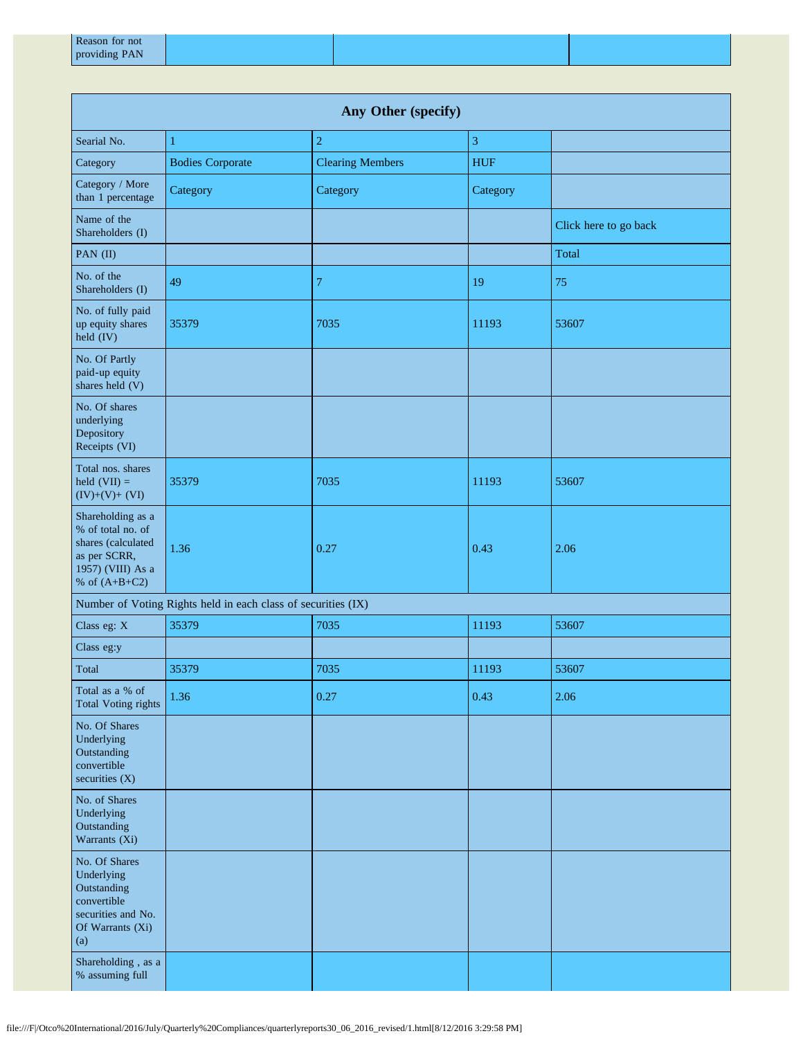| Reason for not providing PAN | | | |
|---|---|---|---|

| Any Other (specify) | | | | |
|---|---|---|---|---|
| Searial No. | 1 | 2 | 3 | |
| Category | Bodies Corporate | Clearing Members | HUF | |
| Category / More than 1 percentage | Category | Category | Category | |
| Name of the Shareholders (I) | | | | Click here to go back |
| PAN (II) | | | | Total |
| No. of the Shareholders (I) | 49 | 7 | 19 | 75 |
| No. of fully paid up equity shares held (IV) | 35379 | 7035 | 11193 | 53607 |
| No. Of Partly paid-up equity shares held (V) | | | | |
| No. Of shares underlying Depository Receipts (VI) | | | | |
| Total nos. shares held (VII) = (IV)+(V)+ (VI) | 35379 | 7035 | 11193 | 53607 |
| Shareholding as a % of total no. of shares (calculated as per SCRR, 1957) (VIII) As a % of (A+B+C2) | 1.36 | 0.27 | 0.43 | 2.06 |
| Number of Voting Rights held in each class of securities (IX) | | | | |
| Class eg: X | 35379 | 7035 | 11193 | 53607 |
| Class eg:y | | | | |
| Total | 35379 | 7035 | 11193 | 53607 |
| Total as a % of Total Voting rights | 1.36 | 0.27 | 0.43 | 2.06 |
| No. Of Shares Underlying Outstanding convertible securities (X) | | | | |
| No. of Shares Underlying Outstanding Warrants (Xi) | | | | |
| No. Of Shares Underlying Outstanding convertible securities and No. Of Warrants (Xi) (a) | | | | |
| Shareholding , as a % assuming full | | | | |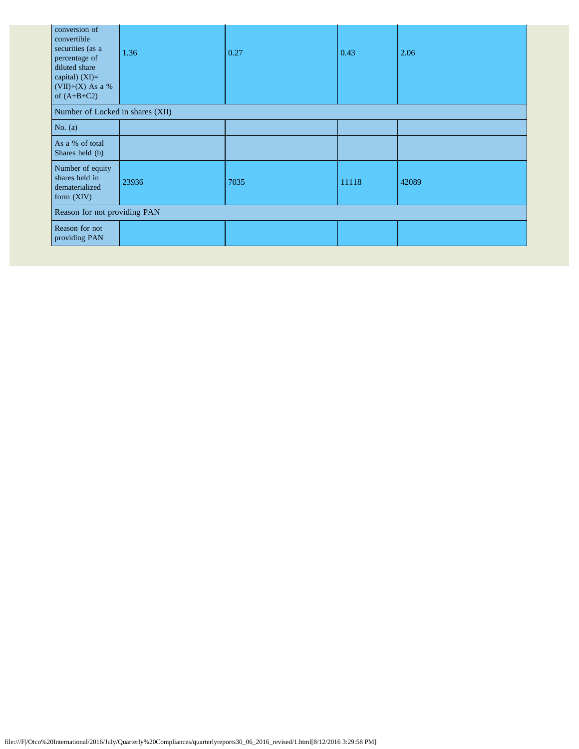| | | | | |
|---|---|---|---|---|
| conversion of convertible securities (as a percentage of diluted share capital) (XI)= (VII)+(X) As a % of (A+B+C2) | 1.36 | 0.27 | 0.43 | 2.06 |
| Number of Locked in shares (XII) | | | | |
| No. (a) | | | | |
| As a % of total Shares held (b) | | | | |
| Number of equity shares held in dematerialized form (XIV) | 23936 | 7035 | 11118 | 42089 |
| Reason for not providing PAN | | | | |
| Reason for not providing PAN | | | | |